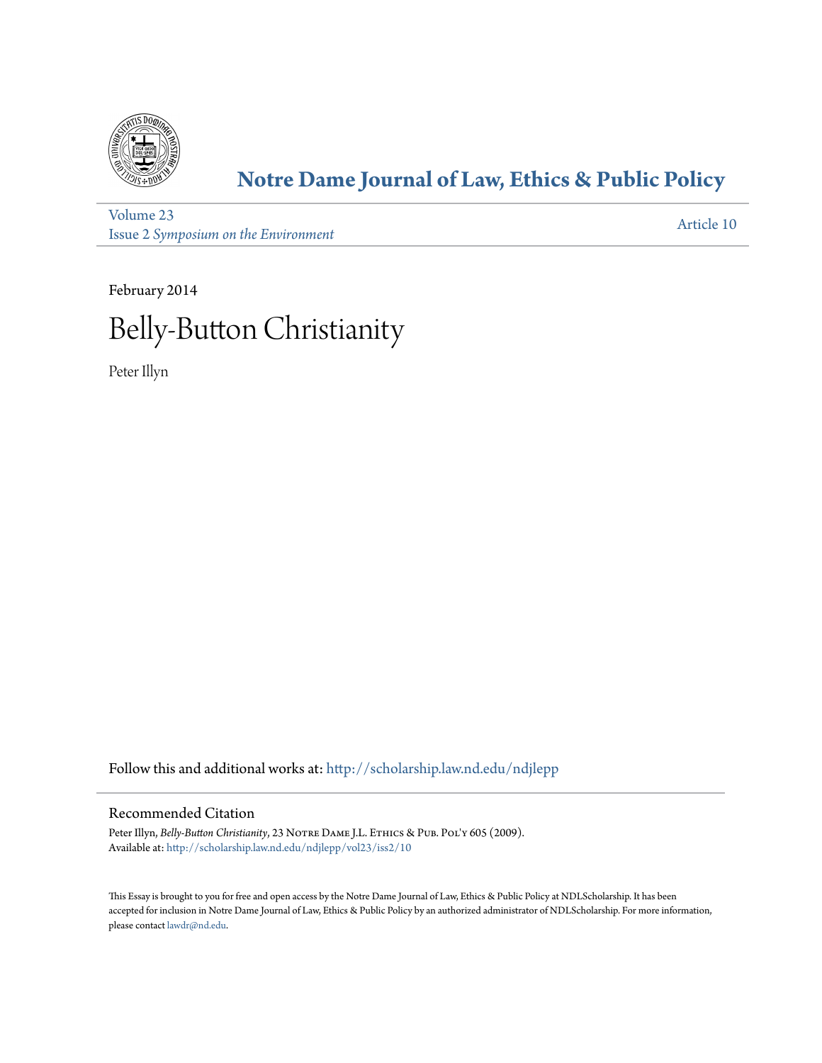# Notre Dame Journal of Law, Ethics & Public Policy

Volume 23
Issue 2 *Symposium on the Environment*

Article 10

February 2014

# Belly-Button Christianity

Peter Illyn

Follow this and additional works at: http://scholarship.law.nd.edu/ndjlepp

## Recommended Citation

Peter Illyn, *Belly-Button Christianity*, 23 Notre Dame J.L. Ethics & Pub. Pol'y 605 (2009).
Available at: http://scholarship.law.nd.edu/ndjlepp/vol23/iss2/10

This Essay is brought to you for free and open access by the Notre Dame Journal of Law, Ethics & Public Policy at NDLScholarship. It has been accepted for inclusion in Notre Dame Journal of Law, Ethics & Public Policy by an authorized administrator of NDLScholarship. For more information, please contact lawdr@nd.edu.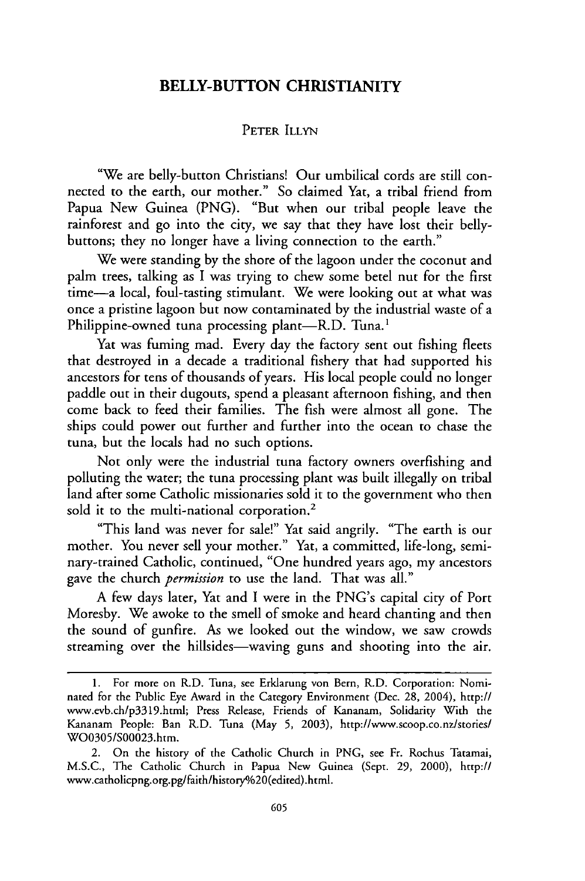# BELLY-BUTTON CHRISTIANITY

PETER ILLYN

"We are belly-button Christians! Our umbilical cords are still connected to the earth, our mother." So claimed Yat, a tribal friend from Papua New Guinea (PNG). "But when our tribal people leave the rainforest and go into the city, we say that they have lost their belly-buttons; they no longer have a living connection to the earth."

We were standing by the shore of the lagoon under the coconut and palm trees, talking as I was trying to chew some betel nut for the first time—a local, foul-tasting stimulant. We were looking out at what was once a pristine lagoon but now contaminated by the industrial waste of a Philippine-owned tuna processing plant—R.D. Tuna.[1]

Yat was fuming mad. Every day the factory sent out fishing fleets that destroyed in a decade a traditional fishery that had supported his ancestors for tens of thousands of years. His local people could no longer paddle out in their dugouts, spend a pleasant afternoon fishing, and then come back to feed their families. The fish were almost all gone. The ships could power out further and further into the ocean to chase the tuna, but the locals had no such options.

Not only were the industrial tuna factory owners overfishing and polluting the water; the tuna processing plant was built illegally on tribal land after some Catholic missionaries sold it to the government who then sold it to the multi-national corporation.[2]

"This land was never for sale!" Yat said angrily. "The earth is our mother. You never sell your mother." Yat, a committed, life-long, seminary-trained Catholic, continued, "One hundred years ago, my ancestors gave the church *permission* to use the land. That was all."

A few days later, Yat and I were in the PNG's capital city of Port Moresby. We awoke to the smell of smoke and heard chanting and then the sound of gunfire. As we looked out the window, we saw crowds streaming over the hillsides—waving guns and shooting into the air.

---

1. For more on R.D. Tuna, see Erklarung von Bern, R.D. Corporation: Nominated for the Public Eye Award in the Category Environment (Dec. 28, 2004), http://www.evb.ch/p3319.html; Press Release, Friends of Kananam, Solidarity With the Kananam People: Ban R.D. Tuna (May 5, 2003), http://www.scoop.co.nz/stories/WO0305/S00023.htm.

2. On the history of the Catholic Church in PNG, see Fr. Rochus Tatamai, M.S.C., The Catholic Church in Papua New Guinea (Sept. 29, 2000), http://www.catholicpng.org.pg/faith/history%20(edited).html.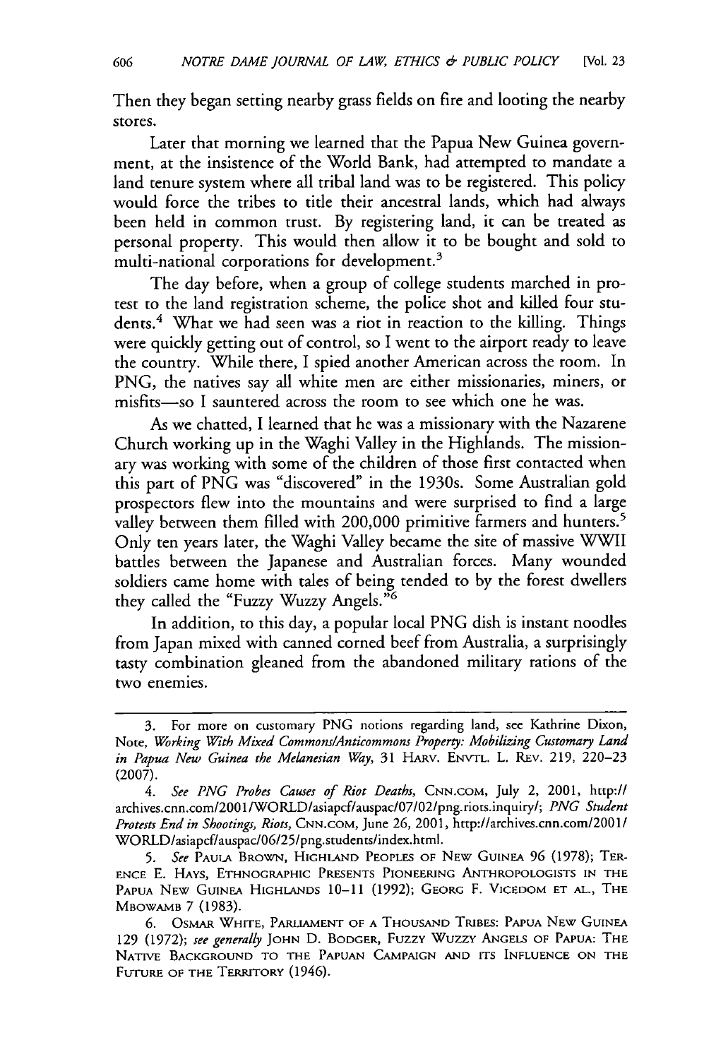Then they began setting nearby grass fields on fire and looting the nearby stores.

Later that morning we learned that the Papua New Guinea government, at the insistence of the World Bank, had attempted to mandate a land tenure system where all tribal land was to be registered. This policy would force the tribes to title their ancestral lands, which had always been held in common trust. By registering land, it can be treated as personal property. This would then allow it to be bought and sold to multi-national corporations for development.[3]

The day before, when a group of college students marched in protest to the land registration scheme, the police shot and killed four students.[4] What we had seen was a riot in reaction to the killing. Things were quickly getting out of control, so I went to the airport ready to leave the country. While there, I spied another American across the room. In PNG, the natives say all white men are either missionaries, miners, or misfits—so I sauntered across the room to see which one he was.

As we chatted, I learned that he was a missionary with the Nazarene Church working up in the Waghi Valley in the Highlands. The missionary was working with some of the children of those first contacted when this part of PNG was "discovered" in the 1930s. Some Australian gold prospectors flew into the mountains and were surprised to find a large valley between them filled with 200,000 primitive farmers and hunters.[5] Only ten years later, the Waghi Valley became the site of massive WWII battles between the Japanese and Australian forces. Many wounded soldiers came home with tales of being tended to by the forest dwellers they called the "Fuzzy Wuzzy Angels."[6]

In addition, to this day, a popular local PNG dish is instant noodles from Japan mixed with canned corned beef from Australia, a surprisingly tasty combination gleaned from the abandoned military rations of the two enemies.

---

3. For more on customary PNG notions regarding land, see Kathrine Dixon, Note, *Working With Mixed Commons/Anticommons Property: Mobilizing Customary Land in Papua New Guinea the Melanesian Way*, 31 HARV. ENVTL. L. REV. 219, 220–23 (2007).

4. *See PNG Probes Causes of Riot Deaths*, CNN.COM, July 2, 2001, http://archives.cnn.com/2001/WORLD/asiapcf/auspac/07/02/png.riots.inquiry/; *PNG Student Protests End in Shootings, Riots*, CNN.COM, June 26, 2001, http://archives.cnn.com/2001/WORLD/asiapcf/auspac/06/25/png.students/index.html.

5. *See* PAULA BROWN, HIGHLAND PEOPLES OF NEW GUINEA 96 (1978); TERENCE E. HAYS, ETHNOGRAPHIC PRESENTS PIONEERING ANTHROPOLOGISTS IN THE PAPUA NEW GUINEA HIGHLANDS 10–11 (1992); GEORG F. VICEDOM ET AL., THE MBOWAMB 7 (1983).

6. OSMAR WHITE, PARLIAMENT OF A THOUSAND TRIBES: PAPUA NEW GUINEA 129 (1972); *see generally* JOHN D. BODGER, FUZZY WUZZY ANGELS OF PAPUA: THE NATIVE BACKGROUND TO THE PAPUAN CAMPAIGN AND ITS INFLUENCE ON THE FUTURE OF THE TERRITORY (1946).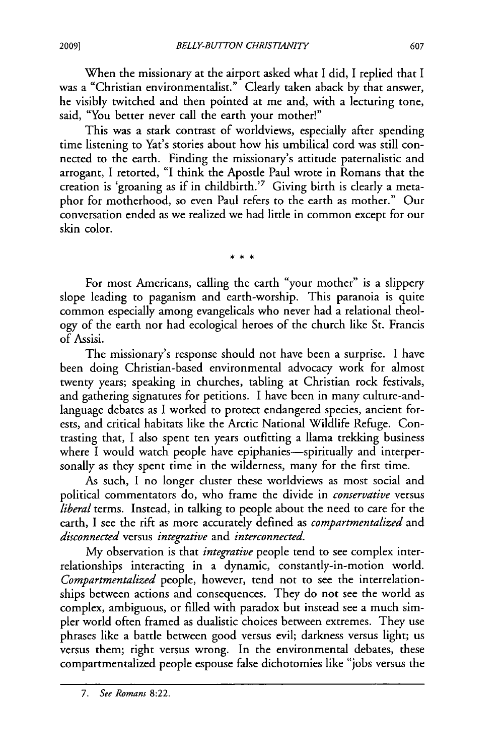When the missionary at the airport asked what I did, I replied that I was a "Christian environmentalist." Clearly taken aback by that answer, he visibly twitched and then pointed at me and, with a lecturing tone, said, "You better never call the earth your mother!"

This was a stark contrast of worldviews, especially after spending time listening to Yat's stories about how his umbilical cord was still connected to the earth. Finding the missionary's attitude paternalistic and arrogant, I retorted, "I think the Apostle Paul wrote in Romans that the creation is 'groaning as if in childbirth.'[7] Giving birth is clearly a metaphor for motherhood, so even Paul refers to the earth as mother." Our conversation ended as we realized we had little in common except for our skin color.

\* \* \*

For most Americans, calling the earth "your mother" is a slippery slope leading to paganism and earth-worship. This paranoia is quite common especially among evangelicals who never had a relational theology of the earth nor had ecological heroes of the church like St. Francis of Assisi.

The missionary's response should not have been a surprise. I have been doing Christian-based environmental advocacy work for almost twenty years; speaking in churches, tabling at Christian rock festivals, and gathering signatures for petitions. I have been in many culture-and-language debates as I worked to protect endangered species, ancient forests, and critical habitats like the Arctic National Wildlife Refuge. Contrasting that, I also spent ten years outfitting a llama trekking business where I would watch people have epiphanies—spiritually and interpersonally as they spent time in the wilderness, many for the first time.

As such, I no longer cluster these worldviews as most social and political commentators do, who frame the divide in *conservative* versus *liberal* terms. Instead, in talking to people about the need to care for the earth, I see the rift as more accurately defined as *compartmentalized* and *disconnected* versus *integrative* and *interconnected.*

My observation is that *integrative* people tend to see complex interrelationships interacting in a dynamic, constantly-in-motion world. *Compartmentalized* people, however, tend not to see the interrelationships between actions and consequences. They do not see the world as complex, ambiguous, or filled with paradox but instead see a much simpler world often framed as dualistic choices between extremes. They use phrases like a battle between good versus evil; darkness versus light; us versus them; right versus wrong. In the environmental debates, these compartmentalized people espouse false dichotomies like "jobs versus the

7. *See Romans* 8:22.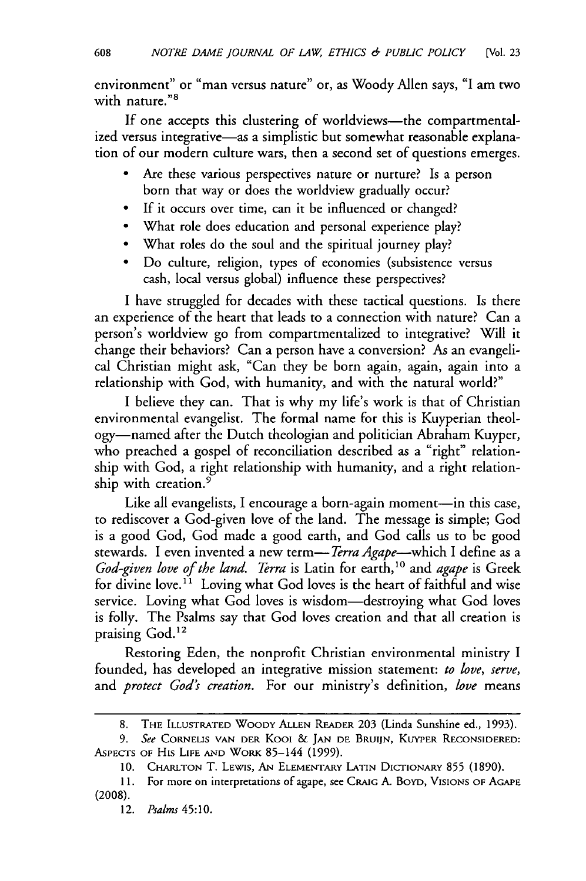environment" or "man versus nature" or, as Woody Allen says, "I am two with nature."[8]

If one accepts this clustering of worldviews—the compartmentalized versus integrative—as a simplistic but somewhat reasonable explanation of our modern culture wars, then a second set of questions emerges.

- Are these various perspectives nature or nurture? Is a person born that way or does the worldview gradually occur?
- If it occurs over time, can it be influenced or changed?
- What role does education and personal experience play?
- What roles do the soul and the spiritual journey play?
- Do culture, religion, types of economies (subsistence versus cash, local versus global) influence these perspectives?

I have struggled for decades with these tactical questions. Is there an experience of the heart that leads to a connection with nature? Can a person's worldview go from compartmentalized to integrative? Will it change their behaviors? Can a person have a conversion? As an evangelical Christian might ask, "Can they be born again, again, again into a relationship with God, with humanity, and with the natural world?"

I believe they can. That is why my life's work is that of Christian environmental evangelist. The formal name for this is Kuyperian theology—named after the Dutch theologian and politician Abraham Kuyper, who preached a gospel of reconciliation described as a "right" relationship with God, a right relationship with humanity, and a right relationship with creation.[9]

Like all evangelists, I encourage a born-again moment—in this case, to rediscover a God-given love of the land. The message is simple; God is a good God, God made a good earth, and God calls us to be good stewards. I even invented a new term—*Terra Agape*—which I define as a *God-given love of the land*. *Terra* is Latin for earth,[10] and *agape* is Greek for divine love.[11] Loving what God loves is the heart of faithful and wise service. Loving what God loves is wisdom—destroying what God loves is folly. The Psalms say that God loves creation and that all creation is praising God.[12]

Restoring Eden, the nonprofit Christian environmental ministry I founded, has developed an integrative mission statement: *to love*, *serve*, and *protect God's creation*. For our ministry's definition, *love* means

---

8. THE ILLUSTRATED WOODY ALLEN READER 203 (Linda Sunshine ed., 1993).

9. *See* CORNELIS VAN DER KOOI & JAN DE BRUIJN, KUYPER RECONSIDERED: ASPECTS OF HIS LIFE AND WORK 85–144 (1999).

10. CHARLTON T. LEWIS, AN ELEMENTARY LATIN DICTIONARY 855 (1890).

11. For more on interpretations of agape, see CRAIG A. BOYD, VISIONS OF AGAPE (2008).

12. *Psalms* 45:10.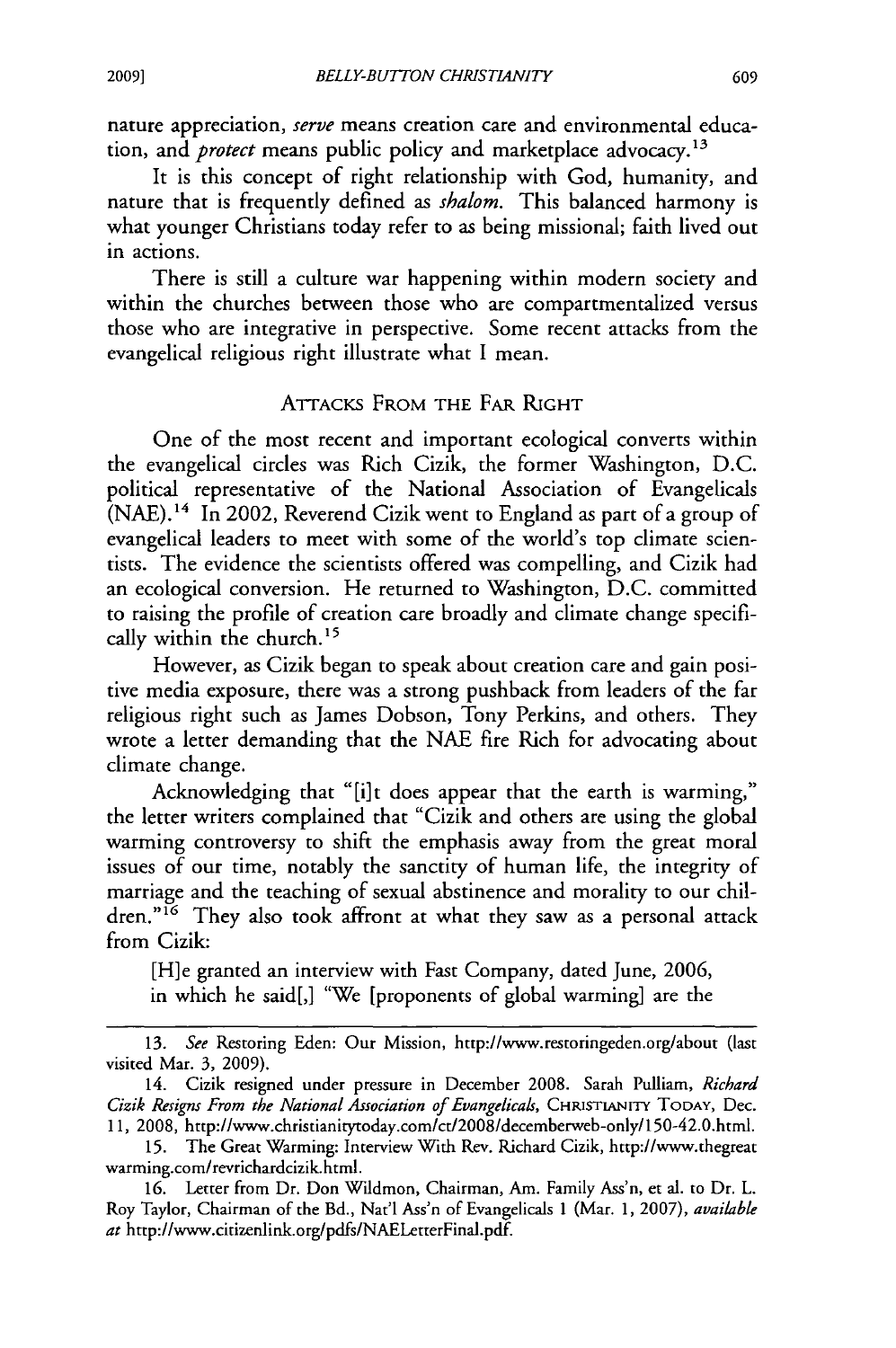nature appreciation, *serve* means creation care and environmental education, and *protect* means public policy and marketplace advocacy.[13]

It is this concept of right relationship with God, humanity, and nature that is frequently defined as *shalom*. This balanced harmony is what younger Christians today refer to as being missional; faith lived out in actions.

There is still a culture war happening within modern society and within the churches between those who are compartmentalized versus those who are integrative in perspective. Some recent attacks from the evangelical religious right illustrate what I mean.

## ATTACKS FROM THE FAR RIGHT

One of the most recent and important ecological converts within the evangelical circles was Rich Cizik, the former Washington, D.C. political representative of the National Association of Evangelicals (NAE).[14] In 2002, Reverend Cizik went to England as part of a group of evangelical leaders to meet with some of the world's top climate scientists. The evidence the scientists offered was compelling, and Cizik had an ecological conversion. He returned to Washington, D.C. committed to raising the profile of creation care broadly and climate change specifically within the church.[15]

However, as Cizik began to speak about creation care and gain positive media exposure, there was a strong pushback from leaders of the far religious right such as James Dobson, Tony Perkins, and others. They wrote a letter demanding that the NAE fire Rich for advocating about climate change.

Acknowledging that "[i]t does appear that the earth is warming," the letter writers complained that "Cizik and others are using the global warming controversy to shift the emphasis away from the great moral issues of our time, notably the sanctity of human life, the integrity of marriage and the teaching of sexual abstinence and morality to our children."[16] They also took affront at what they saw as a personal attack from Cizik:

> [H]e granted an interview with Fast Company, dated June, 2006, in which he said[,] "We [proponents of global warming] are the

---

13. *See* Restoring Eden: Our Mission, http://www.restoringeden.org/about (last visited Mar. 3, 2009).

14. Cizik resigned under pressure in December 2008. Sarah Pulliam, *Richard Cizik Resigns From the National Association of Evangelicals*, CHRISTIANITY TODAY, Dec. 11, 2008, http://www.christianitytoday.com/ct/2008/decemberweb-only/150-42.0.html.

15. The Great Warming: Interview With Rev. Richard Cizik, http://www.thegreatwarming.com/revrichardcizik.html.

16. Letter from Dr. Don Wildmon, Chairman, Am. Family Ass'n, et al. to Dr. L. Roy Taylor, Chairman of the Bd., Nat'l Ass'n of Evangelicals 1 (Mar. 1, 2007), *available at* http://www.citizenlink.org/pdfs/NAELetterFinal.pdf.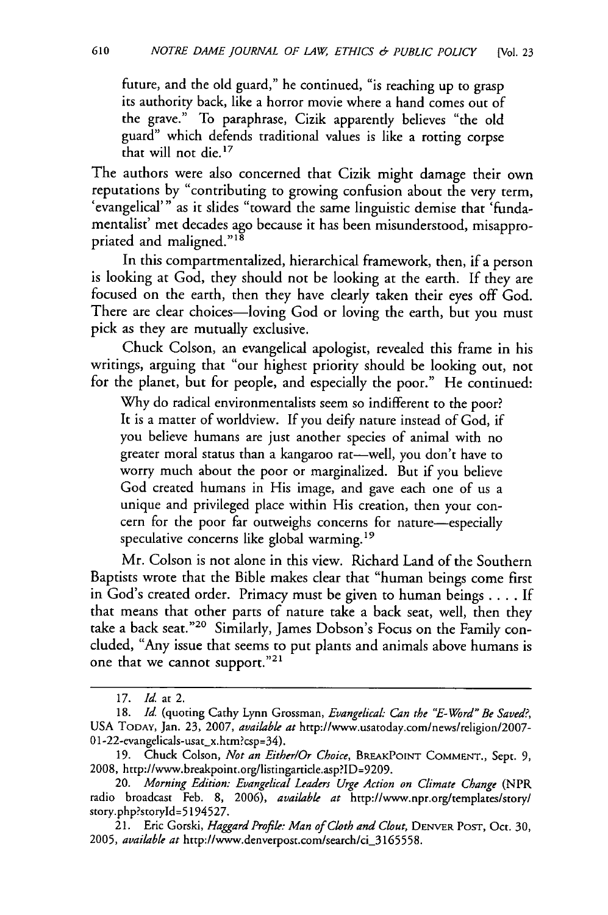future, and the old guard," he continued, "is reaching up to grasp its authority back, like a horror movie where a hand comes out of the grave." To paraphrase, Cizik apparently believes "the old guard" which defends traditional values is like a rotting corpse that will not die.[17]

The authors were also concerned that Cizik might damage their own reputations by "contributing to growing confusion about the very term, 'evangelical'" as it slides "toward the same linguistic demise that 'fundamentalist' met decades ago because it has been misunderstood, misappropriated and maligned."[18]

In this compartmentalized, hierarchical framework, then, if a person is looking at God, they should not be looking at the earth. If they are focused on the earth, then they have clearly taken their eyes off God. There are clear choices—loving God or loving the earth, but you must pick as they are mutually exclusive.

Chuck Colson, an evangelical apologist, revealed this frame in his writings, arguing that "our highest priority should be looking out, not for the planet, but for people, and especially the poor." He continued:

> Why do radical environmentalists seem so indifferent to the poor? It is a matter of worldview. If you deify nature instead of God, if you believe humans are just another species of animal with no greater moral status than a kangaroo rat—well, you don't have to worry much about the poor or marginalized. But if you believe God created humans in His image, and gave each one of us a unique and privileged place within His creation, then your concern for the poor far outweighs concerns for nature—especially speculative concerns like global warming.[19]

Mr. Colson is not alone in this view. Richard Land of the Southern Baptists wrote that the Bible makes clear that "human beings come first in God's created order. Primacy must be given to human beings . . . . If that means that other parts of nature take a back seat, well, then they take a back seat."[20] Similarly, James Dobson's Focus on the Family concluded, "Any issue that seems to put plants and animals above humans is one that we cannot support."[21]

---

17. *Id.* at 2.

18. *Id.* (quoting Cathy Lynn Grossman, *Evangelical: Can the "E-Word" Be Saved?*, USA TODAY, Jan. 23, 2007, *available at* http://www.usatoday.com/news/religion/2007-01-22-evangelicals-usat_x.htm?csp=34).

19. Chuck Colson, *Not an Either/Or Choice*, BREAKPOINT COMMENT., Sept. 9, 2008, http://www.breakpoint.org/listingarticle.asp?ID=9209.

20. *Morning Edition: Evangelical Leaders Urge Action on Climate Change* (NPR radio broadcast Feb. 8, 2006), *available at* http://www.npr.org/templates/story/story.php?storyId=5194527.

21. Eric Gorski, *Haggard Profile: Man of Cloth and Clout*, DENVER POST, Oct. 30, 2005, *available at* http://www.denverpost.com/search/ci_3165558.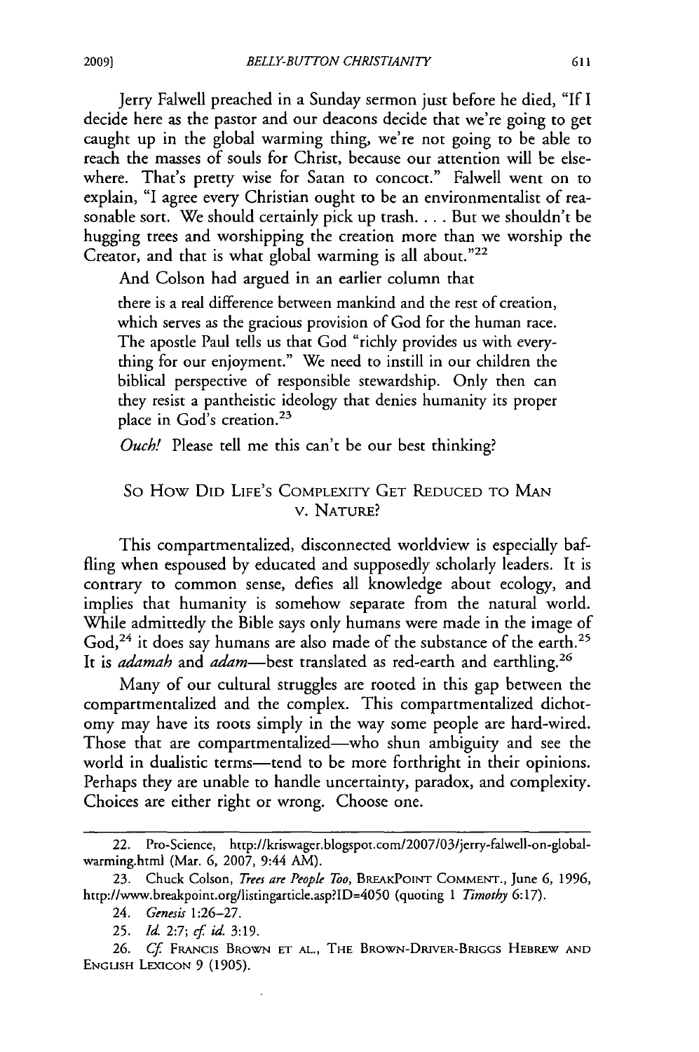Jerry Falwell preached in a Sunday sermon just before he died, "If I decide here as the pastor and our deacons decide that we're going to get caught up in the global warming thing, we're not going to be able to reach the masses of souls for Christ, because our attention will be elsewhere. That's pretty wise for Satan to concoct." Falwell went on to explain, "I agree every Christian ought to be an environmentalist of reasonable sort. We should certainly pick up trash. . . . But we shouldn't be hugging trees and worshipping the creation more than we worship the Creator, and that is what global warming is all about."[22]

And Colson had argued in an earlier column that

> there is a real difference between mankind and the rest of creation, which serves as the gracious provision of God for the human race. The apostle Paul tells us that God "richly provides us with everything for our enjoyment." We need to instill in our children the biblical perspective of responsible stewardship. Only then can they resist a pantheistic ideology that denies humanity its proper place in God's creation.[23]

*Ouch!* Please tell me this can't be our best thinking?

## SO HOW DID LIFE'S COMPLEXITY GET REDUCED TO MAN V. NATURE?

This compartmentalized, disconnected worldview is especially baffling when espoused by educated and supposedly scholarly leaders. It is contrary to common sense, defies all knowledge about ecology, and implies that humanity is somehow separate from the natural world. While admittedly the Bible says only humans were made in the image of God,[24] it does say humans are also made of the substance of the earth.[25] It is *adamah* and *adam*—best translated as red-earth and earthling.[26]

Many of our cultural struggles are rooted in this gap between the compartmentalized and the complex. This compartmentalized dichotomy may have its roots simply in the way some people are hard-wired. Those that are compartmentalized—who shun ambiguity and see the world in dualistic terms—tend to be more forthright in their opinions. Perhaps they are unable to handle uncertainty, paradox, and complexity. Choices are either right or wrong. Choose one.

---

22. Pro-Science, http://kriswager.blogspot.com/2007/03/jerry-falwell-on-global-warming.html (Mar. 6, 2007, 9:44 AM).

23. Chuck Colson, *Trees are People Too*, BREAKPOINT COMMENT., June 6, 1996, http://www.breakpoint.org/listingarticle.asp?ID=4050 (quoting 1 *Timothy* 6:17).

24. *Genesis* 1:26–27.

25. *Id.* 2:7; *cf. id.* 3:19.

26. *Cf.* FRANCIS BROWN ET AL., THE BROWN-DRIVER-BRIGGS HEBREW AND ENGLISH LEXICON 9 (1905).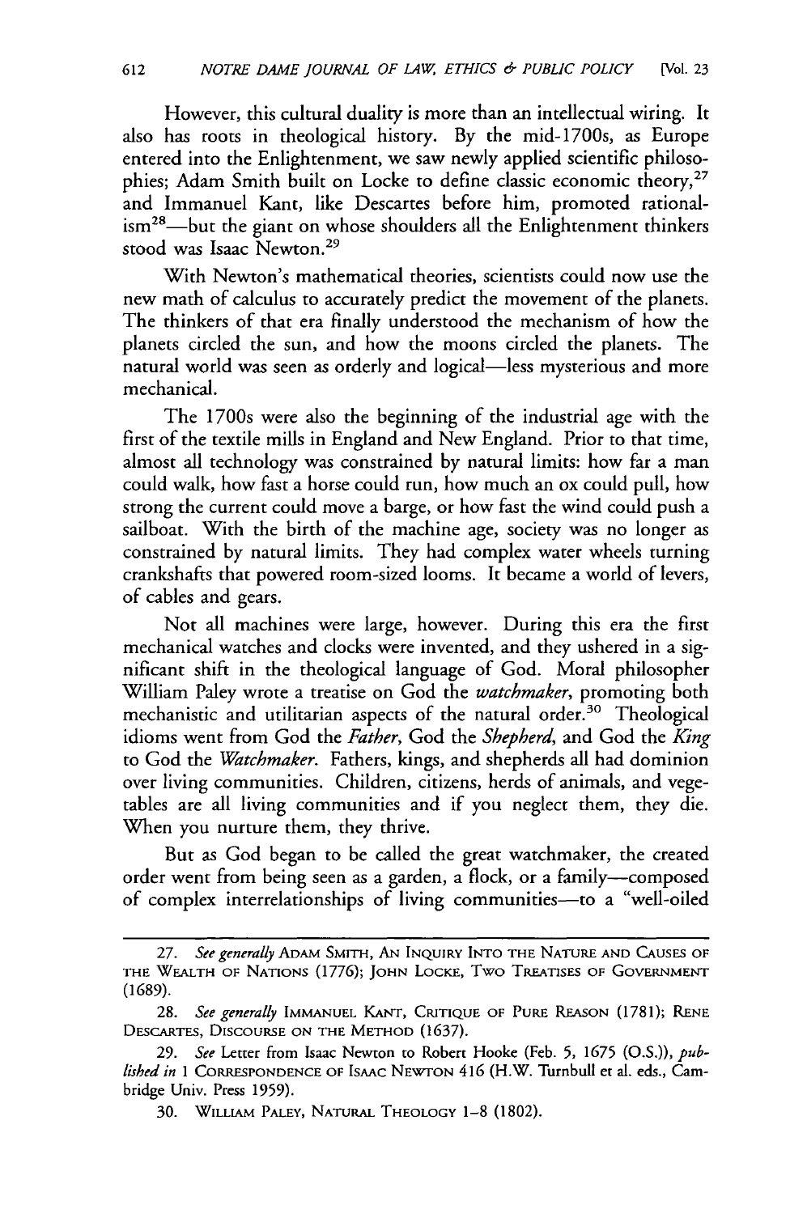However, this cultural duality is more than an intellectual wiring. It also has roots in theological history. By the mid-1700s, as Europe entered into the Enlightenment, we saw newly applied scientific philosophies; Adam Smith built on Locke to define classic economic theory,[27] and Immanuel Kant, like Descartes before him, promoted rationalism[28]—but the giant on whose shoulders all the Enlightenment thinkers stood was Isaac Newton.[29]

With Newton's mathematical theories, scientists could now use the new math of calculus to accurately predict the movement of the planets. The thinkers of that era finally understood the mechanism of how the planets circled the sun, and how the moons circled the planets. The natural world was seen as orderly and logical—less mysterious and more mechanical.

The 1700s were also the beginning of the industrial age with the first of the textile mills in England and New England. Prior to that time, almost all technology was constrained by natural limits: how far a man could walk, how fast a horse could run, how much an ox could pull, how strong the current could move a barge, or how fast the wind could push a sailboat. With the birth of the machine age, society was no longer as constrained by natural limits. They had complex water wheels turning crankshafts that powered room-sized looms. It became a world of levers, of cables and gears.

Not all machines were large, however. During this era the first mechanical watches and clocks were invented, and they ushered in a significant shift in the theological language of God. Moral philosopher William Paley wrote a treatise on God the *watchmaker*, promoting both mechanistic and utilitarian aspects of the natural order.[30] Theological idioms went from God the *Father*, God the *Shepherd*, and God the *King* to God the *Watchmaker*. Fathers, kings, and shepherds all had dominion over living communities. Children, citizens, herds of animals, and vegetables are all living communities and if you neglect them, they die. When you nurture them, they thrive.

But as God began to be called the great watchmaker, the created order went from being seen as a garden, a flock, or a family—composed of complex interrelationships of living communities—to a "well-oiled

---

27. *See generally* ADAM SMITH, AN INQUIRY INTO THE NATURE AND CAUSES OF THE WEALTH OF NATIONS (1776); JOHN LOCKE, TWO TREATISES OF GOVERNMENT (1689).

28. *See generally* IMMANUEL KANT, CRITIQUE OF PURE REASON (1781); RENE DESCARTES, DISCOURSE ON THE METHOD (1637).

29. *See* Letter from Isaac Newton to Robert Hooke (Feb. 5, 1675 (O.S.)), *published in* 1 CORRESPONDENCE OF ISAAC NEWTON 416 (H.W. Turnbull et al. eds., Cambridge Univ. Press 1959).

30. WILLIAM PALEY, NATURAL THEOLOGY 1–8 (1802).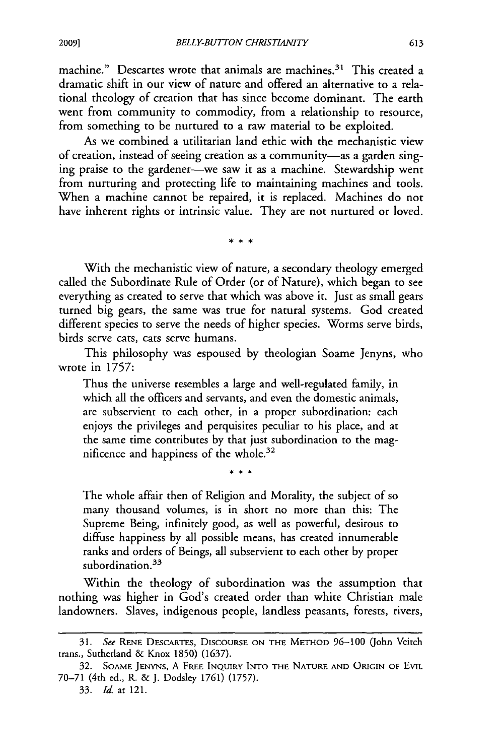machine." Descartes wrote that animals are machines.[31] This created a dramatic shift in our view of nature and offered an alternative to a relational theology of creation that has since become dominant. The earth went from community to commodity, from a relationship to resource, from something to be nurtured to a raw material to be exploited.

As we combined a utilitarian land ethic with the mechanistic view of creation, instead of seeing creation as a community—as a garden singing praise to the gardener—we saw it as a machine. Stewardship went from nurturing and protecting life to maintaining machines and tools. When a machine cannot be repaired, it is replaced. Machines do not have inherent rights or intrinsic value. They are not nurtured or loved.

\* \* \*

With the mechanistic view of nature, a secondary theology emerged called the Subordinate Rule of Order (or of Nature), which began to see everything as created to serve that which was above it. Just as small gears turned big gears, the same was true for natural systems. God created different species to serve the needs of higher species. Worms serve birds, birds serve cats, cats serve humans.

This philosophy was espoused by theologian Soame Jenyns, who wrote in 1757:

> Thus the universe resembles a large and well-regulated family, in which all the officers and servants, and even the domestic animals, are subservient to each other, in a proper subordination: each enjoys the privileges and perquisites peculiar to his place, and at the same time contributes by that just subordination to the magnificence and happiness of the whole.[32]
>
> \* \* \*
>
> The whole affair then of Religion and Morality, the subject of so many thousand volumes, is in short no more than this: The Supreme Being, infinitely good, as well as powerful, desirous to diffuse happiness by all possible means, has created innumerable ranks and orders of Beings, all subservient to each other by proper subordination.[33]

Within the theology of subordination was the assumption that nothing was higher in God's created order than white Christian male landowners. Slaves, indigenous people, landless peasants, forests, rivers,

---

31. *See* RENE DESCARTES, DISCOURSE ON THE METHOD 96–100 (John Veitch trans., Sutherland & Knox 1850) (1637).

32. SOAME JENYNS, A FREE INQUIRY INTO THE NATURE AND ORIGIN OF EVIL 70–71 (4th ed., R. & J. Dodsley 1761) (1757).

33. *Id.* at 121.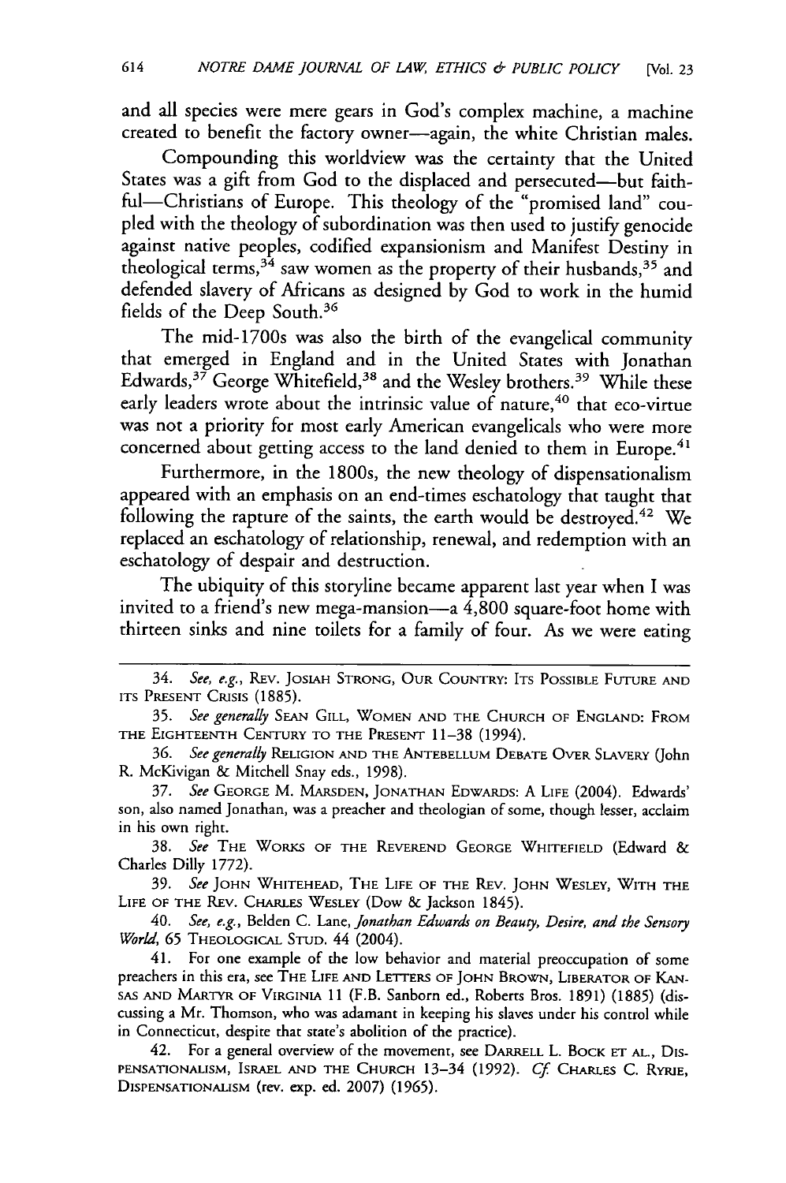and all species were mere gears in God's complex machine, a machine created to benefit the factory owner—again, the white Christian males.

Compounding this worldview was the certainty that the United States was a gift from God to the displaced and persecuted—but faithful—Christians of Europe. This theology of the "promised land" coupled with the theology of subordination was then used to justify genocide against native peoples, codified expansionism and Manifest Destiny in theological terms,[34] saw women as the property of their husbands,[35] and defended slavery of Africans as designed by God to work in the humid fields of the Deep South.[36]

The mid-1700s was also the birth of the evangelical community that emerged in England and in the United States with Jonathan Edwards,[37] George Whitefield,[38] and the Wesley brothers.[39] While these early leaders wrote about the intrinsic value of nature,[40] that eco-virtue was not a priority for most early American evangelicals who were more concerned about getting access to the land denied to them in Europe.[41]

Furthermore, in the 1800s, the new theology of dispensationalism appeared with an emphasis on an end-times eschatology that taught that following the rapture of the saints, the earth would be destroyed.[42] We replaced an eschatology of relationship, renewal, and redemption with an eschatology of despair and destruction.

The ubiquity of this storyline became apparent last year when I was invited to a friend's new mega-mansion—a 4,800 square-foot home with thirteen sinks and nine toilets for a family of four. As we were eating

---

34. *See, e.g.*, Rev. Josiah Strong, Our Country: Its Possible Future and Its Present Crisis (1885).

35. *See generally* Sean Gill, Women and the Church of England: From the Eighteenth Century to the Present 11–38 (1994).

36. *See generally* Religion and the Antebellum Debate Over Slavery (John R. McKivigan & Mitchell Snay eds., 1998).

37. *See* George M. Marsden, Jonathan Edwards: A Life (2004). Edwards' son, also named Jonathan, was a preacher and theologian of some, though lesser, acclaim in his own right.

38. *See* The Works of the Reverend George Whitefield (Edward & Charles Dilly 1772).

39. *See* John Whitehead, The Life of the Rev. John Wesley, With the Life of the Rev. Charles Wesley (Dow & Jackson 1845).

40. *See, e.g.*, Belden C. Lane, *Jonathan Edwards on Beauty, Desire, and the Sensory World*, 65 Theological Stud. 44 (2004).

41. For one example of the low behavior and material preoccupation of some preachers in this era, see The Life and Letters of John Brown, Liberator of Kansas and Martyr of Virginia 11 (F.B. Sanborn ed., Roberts Bros. 1891) (1885) (discussing a Mr. Thomson, who was adamant in keeping his slaves under his control while in Connecticut, despite that state's abolition of the practice).

42. For a general overview of the movement, see Darrell L. Bock et al., Dispensationalism, Israel and the Church 13–34 (1992). *Cf.* Charles C. Ryrie, Dispensationalism (rev. exp. ed. 2007) (1965).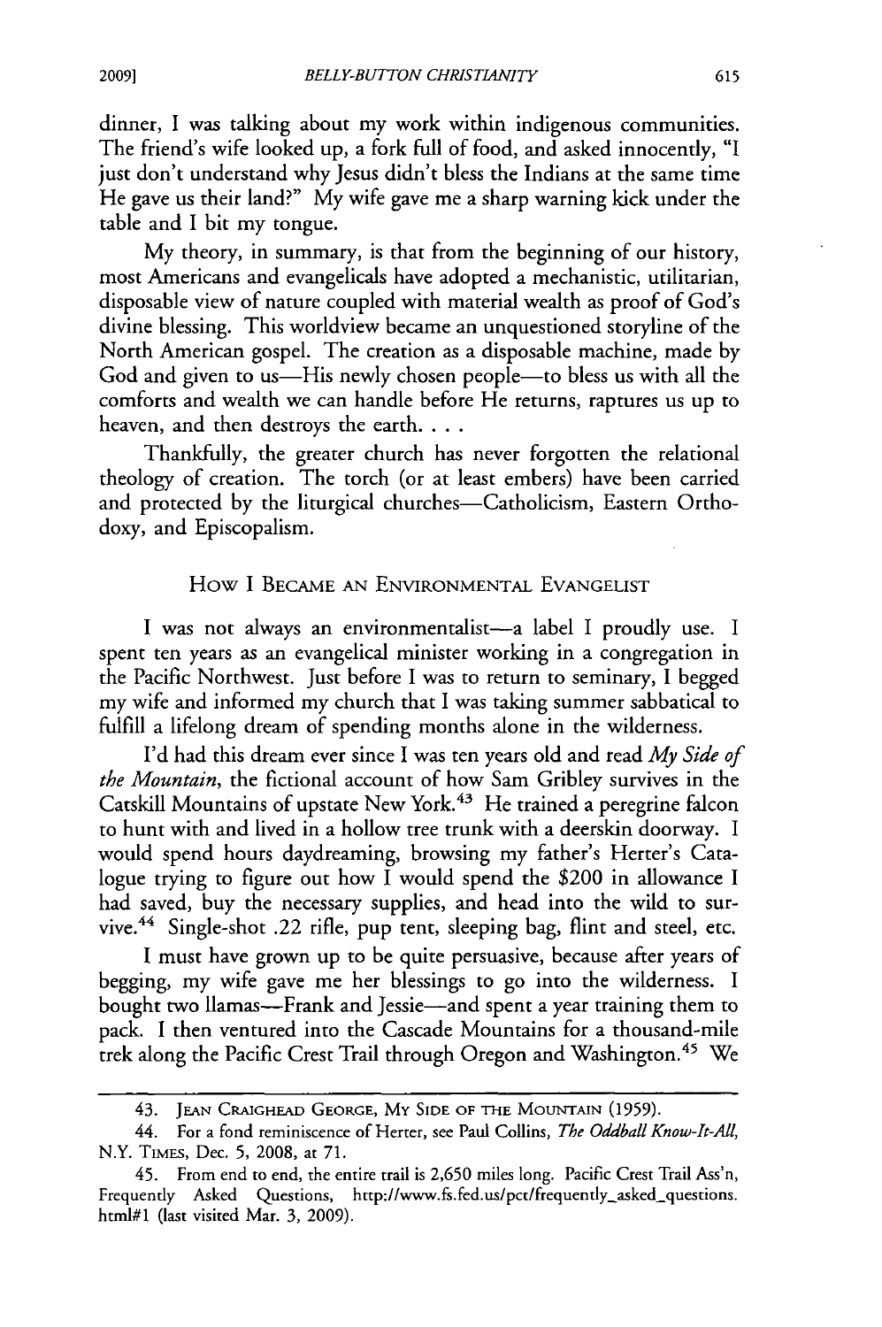dinner, I was talking about my work within indigenous communities. The friend's wife looked up, a fork full of food, and asked innocently, "I just don't understand why Jesus didn't bless the Indians at the same time He gave us their land?" My wife gave me a sharp warning kick under the table and I bit my tongue.

My theory, in summary, is that from the beginning of our history, most Americans and evangelicals have adopted a mechanistic, utilitarian, disposable view of nature coupled with material wealth as proof of God's divine blessing. This worldview became an unquestioned storyline of the North American gospel. The creation as a disposable machine, made by God and given to us—His newly chosen people—to bless us with all the comforts and wealth we can handle before He returns, raptures us up to heaven, and then destroys the earth. . . .

Thankfully, the greater church has never forgotten the relational theology of creation. The torch (or at least embers) have been carried and protected by the liturgical churches—Catholicism, Eastern Orthodoxy, and Episcopalism.

## How I Became an Environmental Evangelist

I was not always an environmentalist—a label I proudly use. I spent ten years as an evangelical minister working in a congregation in the Pacific Northwest. Just before I was to return to seminary, I begged my wife and informed my church that I was taking summer sabbatical to fulfill a lifelong dream of spending months alone in the wilderness.

I'd had this dream ever since I was ten years old and read *My Side of the Mountain*, the fictional account of how Sam Gribley survives in the Catskill Mountains of upstate New York.[43] He trained a peregrine falcon to hunt with and lived in a hollow tree trunk with a deerskin doorway. I would spend hours daydreaming, browsing my father's Herter's Catalogue trying to figure out how I would spend the $200 in allowance I had saved, buy the necessary supplies, and head into the wild to survive.[44] Single-shot .22 rifle, pup tent, sleeping bag, flint and steel, etc.

I must have grown up to be quite persuasive, because after years of begging, my wife gave me her blessings to go into the wilderness. I bought two llamas—Frank and Jessie—and spent a year training them to pack. I then ventured into the Cascade Mountains for a thousand-mile trek along the Pacific Crest Trail through Oregon and Washington.[45] We

---

43. Jean Craighead George, My Side of the Mountain (1959).

44. For a fond reminiscence of Herter, see Paul Collins, *The Oddball Know-It-All*, N.Y. Times, Dec. 5, 2008, at 71.

45. From end to end, the entire trail is 2,650 miles long. Pacific Crest Trail Ass'n, Frequently Asked Questions, http://www.fs.fed.us/pct/frequently_asked_questions.html#1 (last visited Mar. 3, 2009).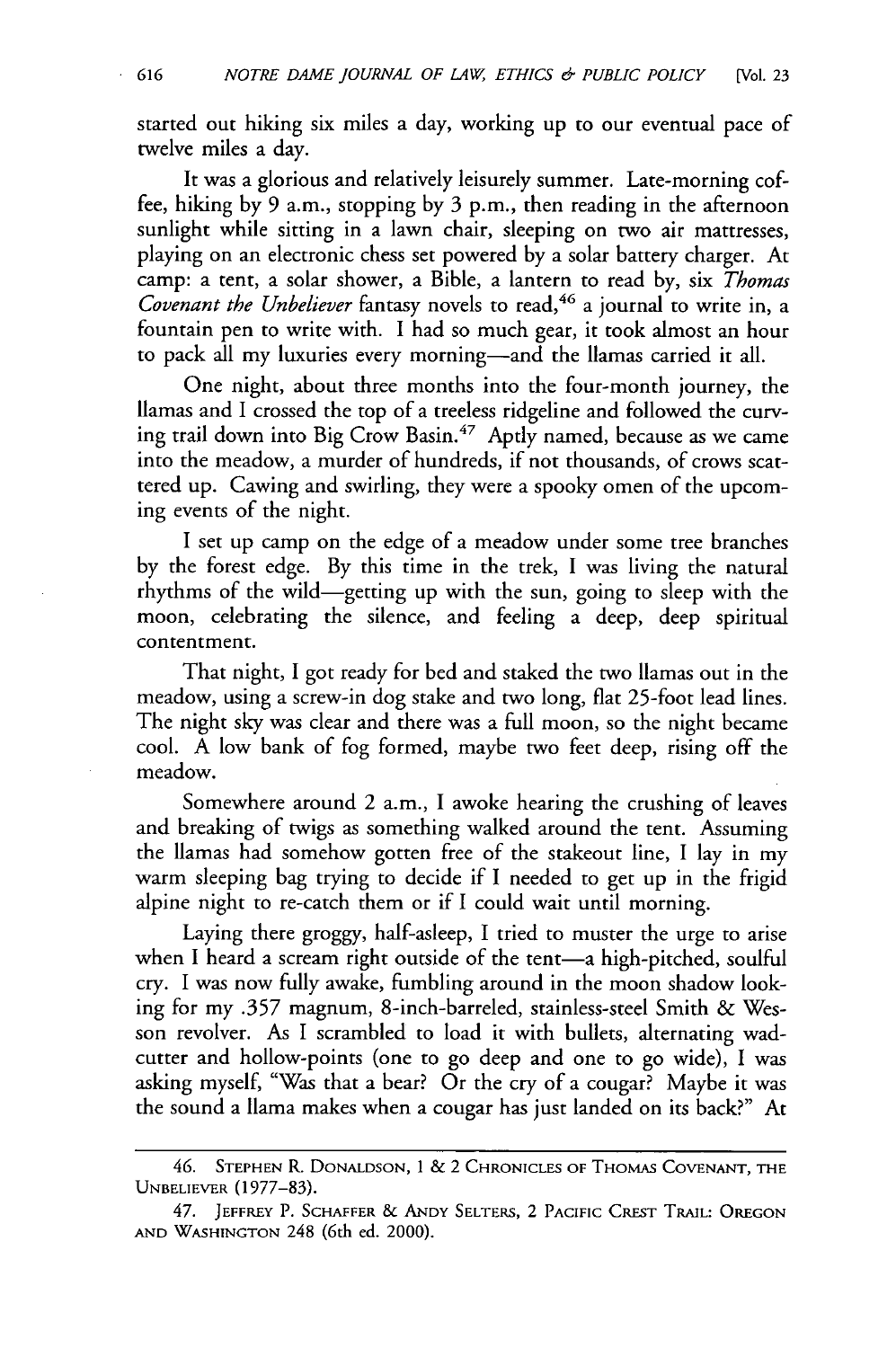started out hiking six miles a day, working up to our eventual pace of twelve miles a day.

It was a glorious and relatively leisurely summer. Late-morning coffee, hiking by 9 a.m., stopping by 3 p.m., then reading in the afternoon sunlight while sitting in a lawn chair, sleeping on two air mattresses, playing on an electronic chess set powered by a solar battery charger. At camp: a tent, a solar shower, a Bible, a lantern to read by, six *Thomas Covenant the Unbeliever* fantasy novels to read,[46] a journal to write in, a fountain pen to write with. I had so much gear, it took almost an hour to pack all my luxuries every morning—and the llamas carried it all.

One night, about three months into the four-month journey, the llamas and I crossed the top of a treeless ridgeline and followed the curving trail down into Big Crow Basin.[47] Aptly named, because as we came into the meadow, a murder of hundreds, if not thousands, of crows scattered up. Cawing and swirling, they were a spooky omen of the upcoming events of the night.

I set up camp on the edge of a meadow under some tree branches by the forest edge. By this time in the trek, I was living the natural rhythms of the wild—getting up with the sun, going to sleep with the moon, celebrating the silence, and feeling a deep, deep spiritual contentment.

That night, I got ready for bed and staked the two llamas out in the meadow, using a screw-in dog stake and two long, flat 25-foot lead lines. The night sky was clear and there was a full moon, so the night became cool. A low bank of fog formed, maybe two feet deep, rising off the meadow.

Somewhere around 2 a.m., I awoke hearing the crushing of leaves and breaking of twigs as something walked around the tent. Assuming the llamas had somehow gotten free of the stakeout line, I lay in my warm sleeping bag trying to decide if I needed to get up in the frigid alpine night to re-catch them or if I could wait until morning.

Laying there groggy, half-asleep, I tried to muster the urge to arise when I heard a scream right outside of the tent—a high-pitched, soulful cry. I was now fully awake, fumbling around in the moon shadow looking for my .357 magnum, 8-inch-barreled, stainless-steel Smith & Wesson revolver. As I scrambled to load it with bullets, alternating wadcutter and hollow-points (one to go deep and one to go wide), I was asking myself, "Was that a bear? Or the cry of a cougar? Maybe it was the sound a llama makes when a cougar has just landed on its back?" At

---

46. Stephen R. Donaldson, 1 & 2 Chronicles of Thomas Covenant, the Unbeliever (1977–83).

47. Jeffrey P. Schaffer & Andy Selters, 2 Pacific Crest Trail: Oregon and Washington 248 (6th ed. 2000).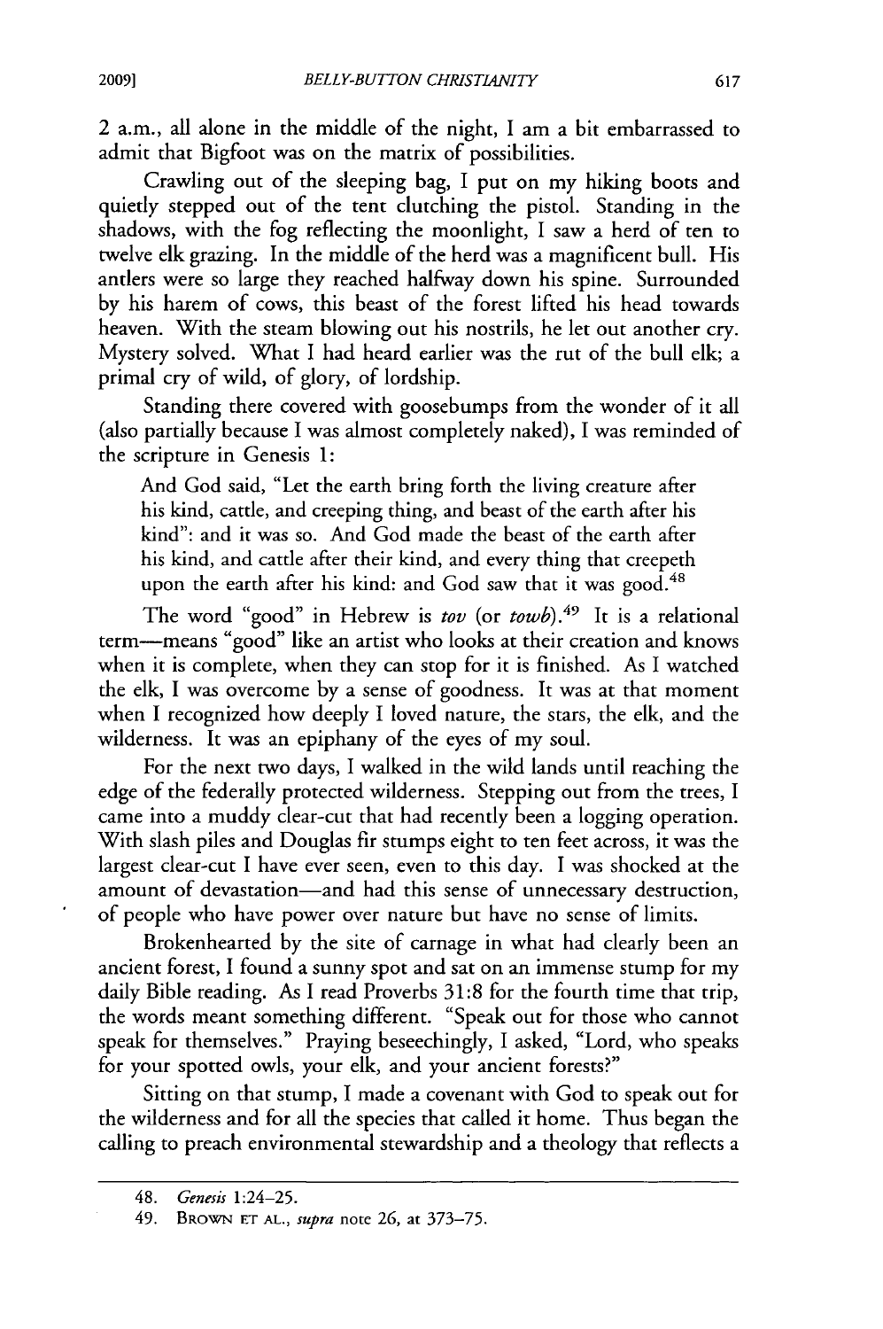2 a.m., all alone in the middle of the night, I am a bit embarrassed to admit that Bigfoot was on the matrix of possibilities.

Crawling out of the sleeping bag, I put on my hiking boots and quietly stepped out of the tent clutching the pistol. Standing in the shadows, with the fog reflecting the moonlight, I saw a herd of ten to twelve elk grazing. In the middle of the herd was a magnificent bull. His antlers were so large they reached halfway down his spine. Surrounded by his harem of cows, this beast of the forest lifted his head towards heaven. With the steam blowing out his nostrils, he let out another cry. Mystery solved. What I had heard earlier was the rut of the bull elk; a primal cry of wild, of glory, of lordship.

Standing there covered with goosebumps from the wonder of it all (also partially because I was almost completely naked), I was reminded of the scripture in Genesis 1:

> And God said, "Let the earth bring forth the living creature after his kind, cattle, and creeping thing, and beast of the earth after his kind": and it was so. And God made the beast of the earth after his kind, and cattle after their kind, and every thing that creepeth upon the earth after his kind: and God saw that it was good.[48]

The word "good" in Hebrew is *tov* (or *towb*).[49] It is a relational term—means "good" like an artist who looks at their creation and knows when it is complete, when they can stop for it is finished. As I watched the elk, I was overcome by a sense of goodness. It was at that moment when I recognized how deeply I loved nature, the stars, the elk, and the wilderness. It was an epiphany of the eyes of my soul.

For the next two days, I walked in the wild lands until reaching the edge of the federally protected wilderness. Stepping out from the trees, I came into a muddy clear-cut that had recently been a logging operation. With slash piles and Douglas fir stumps eight to ten feet across, it was the largest clear-cut I have ever seen, even to this day. I was shocked at the amount of devastation—and had this sense of unnecessary destruction, of people who have power over nature but have no sense of limits.

Brokenhearted by the site of carnage in what had clearly been an ancient forest, I found a sunny spot and sat on an immense stump for my daily Bible reading. As I read Proverbs 31:8 for the fourth time that trip, the words meant something different. "Speak out for those who cannot speak for themselves." Praying beseechingly, I asked, "Lord, who speaks for your spotted owls, your elk, and your ancient forests?"

Sitting on that stump, I made a covenant with God to speak out for the wilderness and for all the species that called it home. Thus began the calling to preach environmental stewardship and a theology that reflects a

---

48. *Genesis* 1:24–25.

49. BROWN ET AL., *supra* note 26, at 373–75.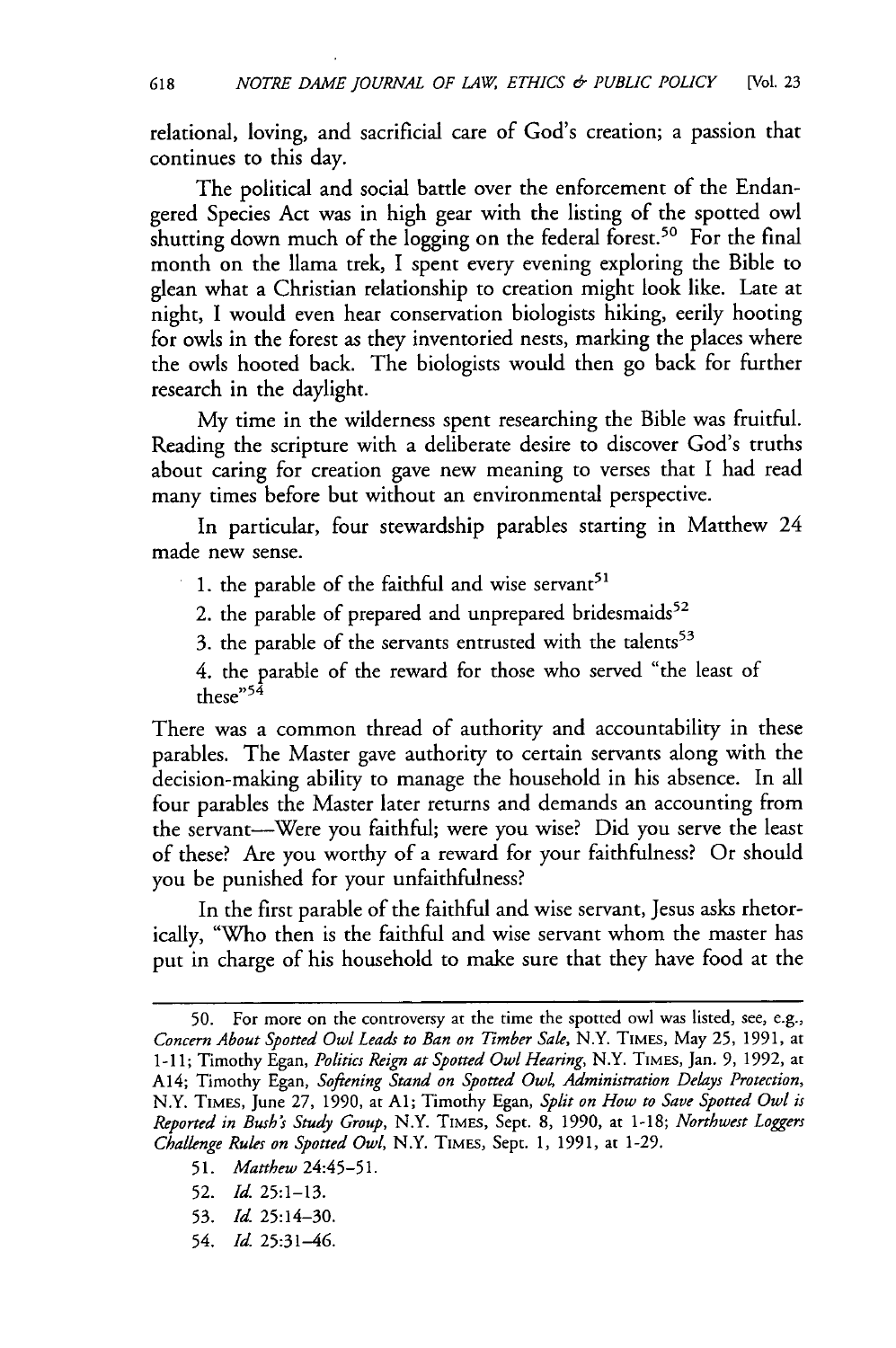relational, loving, and sacrificial care of God's creation; a passion that continues to this day.

The political and social battle over the enforcement of the Endangered Species Act was in high gear with the listing of the spotted owl shutting down much of the logging on the federal forest.[50] For the final month on the llama trek, I spent every evening exploring the Bible to glean what a Christian relationship to creation might look like. Late at night, I would even hear conservation biologists hiking, eerily hooting for owls in the forest as they inventoried nests, marking the places where the owls hooted back. The biologists would then go back for further research in the daylight.

My time in the wilderness spent researching the Bible was fruitful. Reading the scripture with a deliberate desire to discover God's truths about caring for creation gave new meaning to verses that I had read many times before but without an environmental perspective.

In particular, four stewardship parables starting in Matthew 24 made new sense.

1. the parable of the faithful and wise servant[51]
2. the parable of prepared and unprepared bridesmaids[52]
3. the parable of the servants entrusted with the talents[53]
4. the parable of the reward for those who served "the least of these"[54]

There was a common thread of authority and accountability in these parables. The Master gave authority to certain servants along with the decision-making ability to manage the household in his absence. In all four parables the Master later returns and demands an accounting from the servant—Were you faithful; were you wise? Did you serve the least of these? Are you worthy of a reward for your faithfulness? Or should you be punished for your unfaithfulness?

In the first parable of the faithful and wise servant, Jesus asks rhetorically, "Who then is the faithful and wise servant whom the master has put in charge of his household to make sure that they have food at the

---

50. For more on the controversy at the time the spotted owl was listed, see, e.g., *Concern About Spotted Owl Leads to Ban on Timber Sale*, N.Y. TIMES, May 25, 1991, at 1-11; Timothy Egan, *Politics Reign at Spotted Owl Hearing*, N.Y. TIMES, Jan. 9, 1992, at A14; Timothy Egan, *Softening Stand on Spotted Owl, Administration Delays Protection*, N.Y. TIMES, June 27, 1990, at A1; Timothy Egan, *Split on How to Save Spotted Owl is Reported in Bush's Study Group*, N.Y. TIMES, Sept. 8, 1990, at 1-18; *Northwest Loggers Challenge Rules on Spotted Owl*, N.Y. TIMES, Sept. 1, 1991, at 1-29.

51. *Matthew* 24:45–51.

52. *Id.* 25:1–13.

53. *Id.* 25:14–30.

54. *Id.* 25:31–46.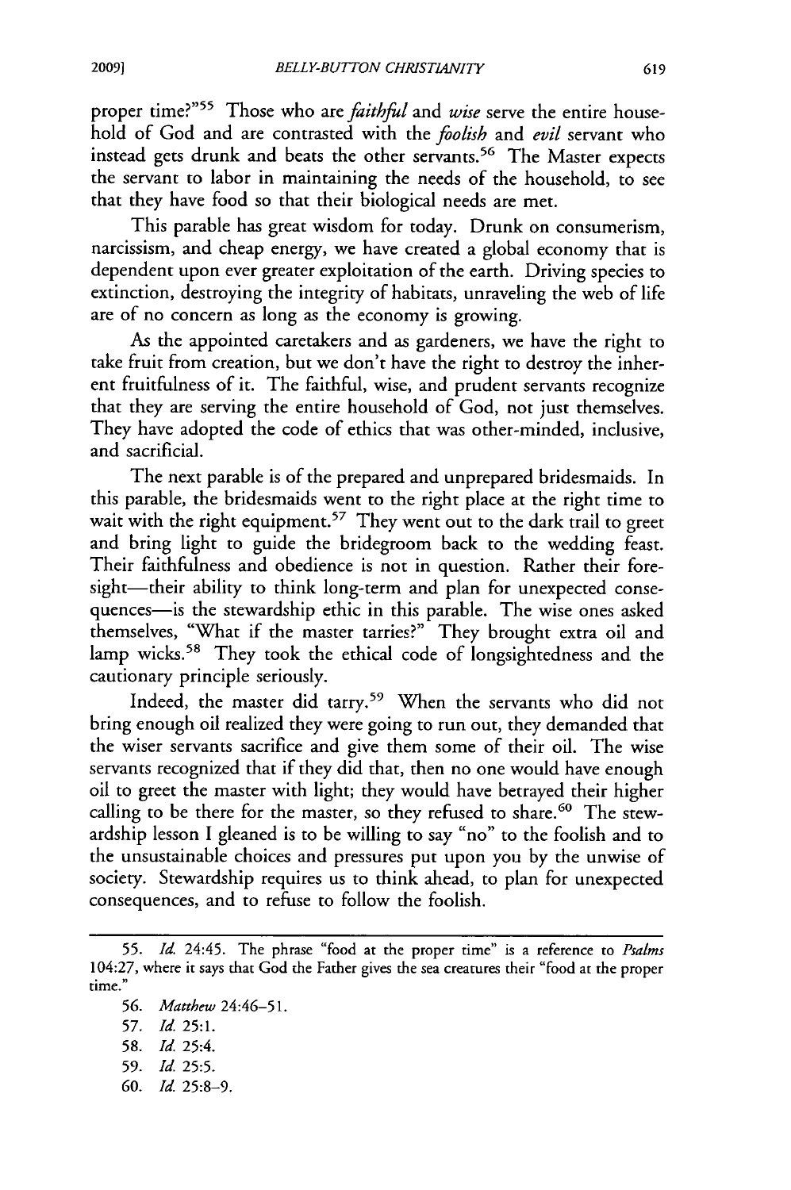proper time?"[55] Those who are *faithful* and *wise* serve the entire household of God and are contrasted with the *foolish* and *evil* servant who instead gets drunk and beats the other servants.[56] The Master expects the servant to labor in maintaining the needs of the household, to see that they have food so that their biological needs are met.

This parable has great wisdom for today. Drunk on consumerism, narcissism, and cheap energy, we have created a global economy that is dependent upon ever greater exploitation of the earth. Driving species to extinction, destroying the integrity of habitats, unraveling the web of life are of no concern as long as the economy is growing.

As the appointed caretakers and as gardeners, we have the right to take fruit from creation, but we don't have the right to destroy the inherent fruitfulness of it. The faithful, wise, and prudent servants recognize that they are serving the entire household of God, not just themselves. They have adopted the code of ethics that was other-minded, inclusive, and sacrificial.

The next parable is of the prepared and unprepared bridesmaids. In this parable, the bridesmaids went to the right place at the right time to wait with the right equipment.[57] They went out to the dark trail to greet and bring light to guide the bridegroom back to the wedding feast. Their faithfulness and obedience is not in question. Rather their foresight—their ability to think long-term and plan for unexpected consequences—is the stewardship ethic in this parable. The wise ones asked themselves, "What if the master tarries?" They brought extra oil and lamp wicks.[58] They took the ethical code of longsightedness and the cautionary principle seriously.

Indeed, the master did tarry.[59] When the servants who did not bring enough oil realized they were going to run out, they demanded that the wiser servants sacrifice and give them some of their oil. The wise servants recognized that if they did that, then no one would have enough oil to greet the master with light; they would have betrayed their higher calling to be there for the master, so they refused to share.[60] The stewardship lesson I gleaned is to be willing to say "no" to the foolish and to the unsustainable choices and pressures put upon you by the unwise of society. Stewardship requires us to think ahead, to plan for unexpected consequences, and to refuse to follow the foolish.

---

55. *Id.* 24:45. The phrase "food at the proper time" is a reference to *Psalms* 104:27, where it says that God the Father gives the sea creatures their "food at the proper time."

56. *Matthew* 24:46–51.

57. *Id.* 25:1.

58. *Id.* 25:4.

59. *Id.* 25:5.

60. *Id.* 25:8–9.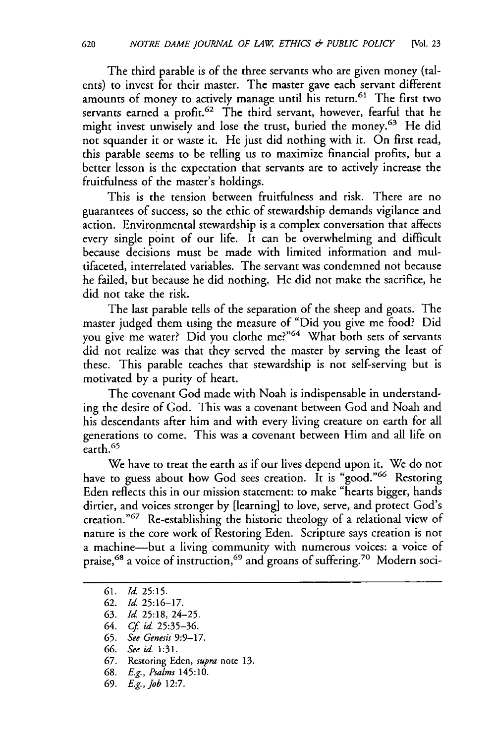The third parable is of the three servants who are given money (talents) to invest for their master. The master gave each servant different amounts of money to actively manage until his return.[61] The first two servants earned a profit.[62] The third servant, however, fearful that he might invest unwisely and lose the trust, buried the money.[63] He did not squander it or waste it. He just did nothing with it. On first read, this parable seems to be telling us to maximize financial profits, but a better lesson is the expectation that servants are to actively increase the fruitfulness of the master's holdings.

This is the tension between fruitfulness and risk. There are no guarantees of success, so the ethic of stewardship demands vigilance and action. Environmental stewardship is a complex conversation that affects every single point of our life. It can be overwhelming and difficult because decisions must be made with limited information and multifaceted, interrelated variables. The servant was condemned not because he failed, but because he did nothing. He did not make the sacrifice, he did not take the risk.

The last parable tells of the separation of the sheep and goats. The master judged them using the measure of "Did you give me food? Did you give me water? Did you clothe me?"[64] What both sets of servants did not realize was that they served the master by serving the least of these. This parable teaches that stewardship is not self-serving but is motivated by a purity of heart.

The covenant God made with Noah is indispensable in understanding the desire of God. This was a covenant between God and Noah and his descendants after him and with every living creature on earth for all generations to come. This was a covenant between Him and all life on earth.[65]

We have to treat the earth as if our lives depend upon it. We do not have to guess about how God sees creation. It is "good."[66] Restoring Eden reflects this in our mission statement: to make "hearts bigger, hands dirtier, and voices stronger by [learning] to love, serve, and protect God's creation."[67] Re-establishing the historic theology of a relational view of nature is the core work of Restoring Eden. Scripture says creation is not a machine—but a living community with numerous voices: a voice of praise,[68] a voice of instruction,[69] and groans of suffering.[70] Modern soci-

---

61. *Id.* 25:15.
62. *Id.* 25:16–17.
63. *Id.* 25:18, 24–25.
64. *Cf. id.* 25:35–36.
65. *See Genesis* 9:9–17.
66. *See id.* 1:31.
67. Restoring Eden, *supra* note 13.
68. *E.g., Psalms* 145:10.
69. *E.g., Job* 12:7.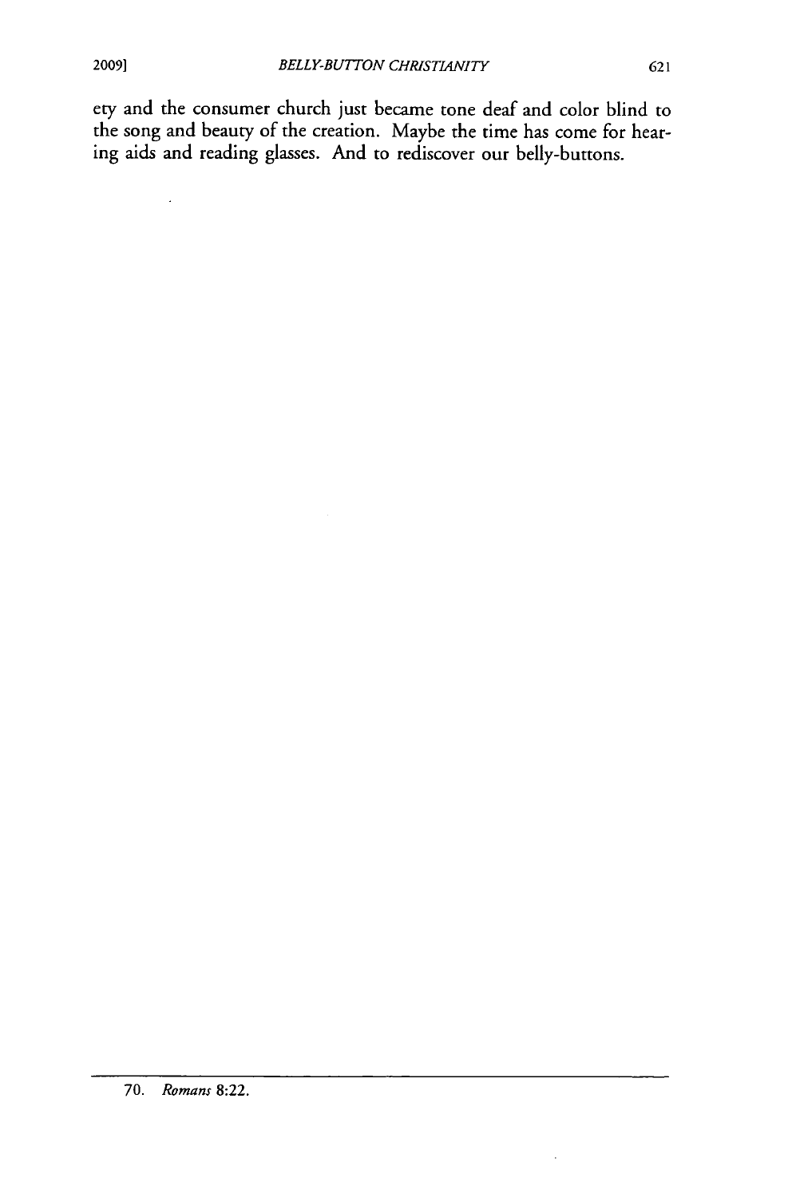ety and the consumer church just became tone deaf and color blind to the song and beauty of the creation. Maybe the time has come for hearing aids and reading glasses. And to rediscover our belly-buttons.

70. *Romans* 8:22.